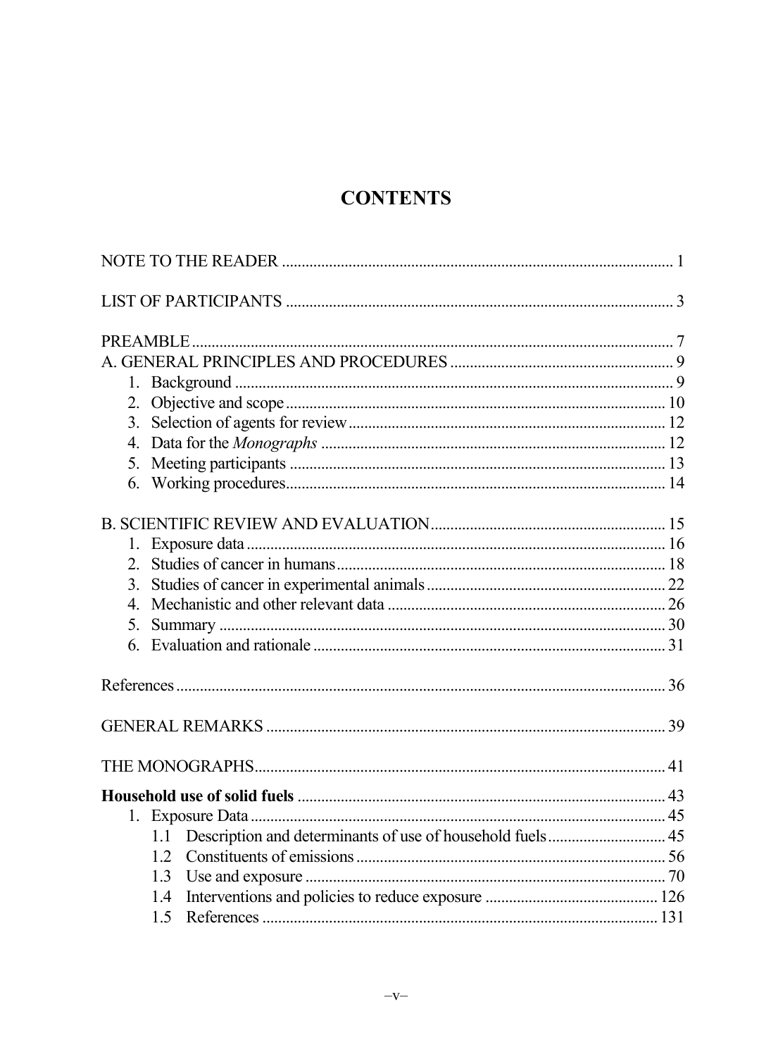# CONTENTS

NOTE TO THE READER .................................................................................................. 1

LIST OF PARTICIPANTS ................................................................................................. 3

PREAMBLE ......................................................................................................................... 7

A. GENERAL PRINCIPLES AND PROCEDURES ........................................................ 9

1. Background ............................................................................................................. 9
2. Objective and scope ............................................................................................... 10
3. Selection of agents for review ................................................................................ 12
4. Data for the *Monographs* ...................................................................................... 12
5. Meeting participants ............................................................................................... 13
6. Working procedures ............................................................................................... 14

B. SCIENTIFIC REVIEW AND EVALUATION ........................................................... 15

1. Exposure data ......................................................................................................... 16
2. Studies of cancer in humans ................................................................................... 18
3. Studies of cancer in experimental animals ............................................................ 22
4. Mechanistic and other relevant data ...................................................................... 26
5. Summary ................................................................................................................ 30
6. Evaluation and rationale ......................................................................................... 31

References ........................................................................................................................... 36

GENERAL REMARKS ..................................................................................................... 39

THE MONOGRAPHS ........................................................................................................ 41

**Household use of solid fuels** ............................................................................................ 43

1. Exposure Data ......................................................................................................... 45
   - 1.1 Description and determinants of use of household fuels ............................. 45
   - 1.2 Constituents of emissions .............................................................................. 56
   - 1.3 Use and exposure ........................................................................................... 70
   - 1.4 Interventions and policies to reduce exposure ............................................ 126
   - 1.5 References .................................................................................................... 131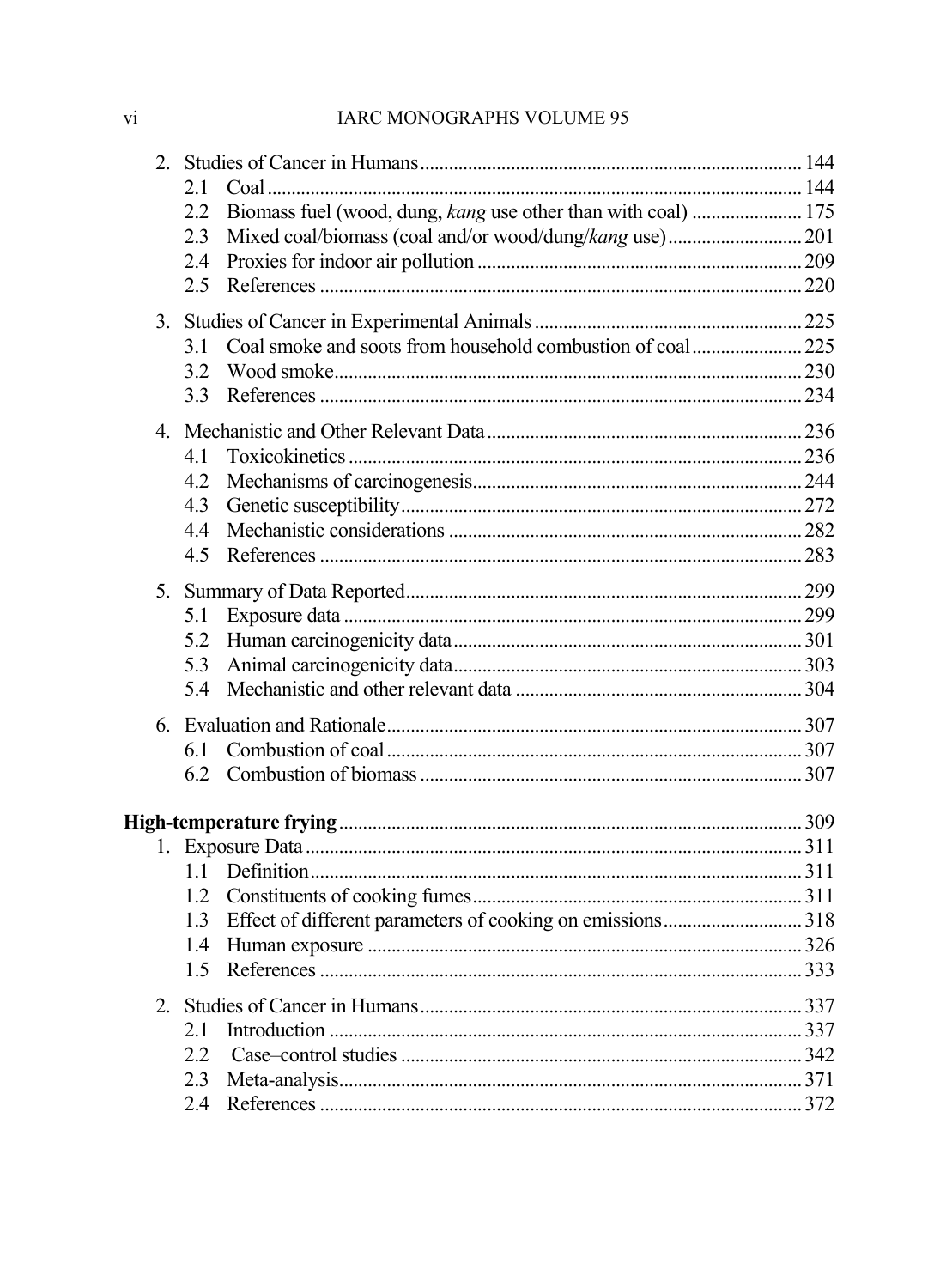2. Studies of Cancer in Humans ..... 144
   - 2.1 Coal ..... 144
   - 2.2 Biomass fuel (wood, dung, *kang* use other than with coal) ..... 175
   - 2.3 Mixed coal/biomass (coal and/or wood/dung/*kang* use) ..... 201
   - 2.4 Proxies for indoor air pollution ..... 209
   - 2.5 References ..... 220

3. Studies of Cancer in Experimental Animals ..... 225
   - 3.1 Coal smoke and soots from household combustion of coal ..... 225
   - 3.2 Wood smoke ..... 230
   - 3.3 References ..... 234

4. Mechanistic and Other Relevant Data ..... 236
   - 4.1 Toxicokinetics ..... 236
   - 4.2 Mechanisms of carcinogenesis ..... 244
   - 4.3 Genetic susceptibility ..... 272
   - 4.4 Mechanistic considerations ..... 282
   - 4.5 References ..... 283

5. Summary of Data Reported ..... 299
   - 5.1 Exposure data ..... 299
   - 5.2 Human carcinogenicity data ..... 301
   - 5.3 Animal carcinogenicity data ..... 303
   - 5.4 Mechanistic and other relevant data ..... 304

6. Evaluation and Rationale ..... 307
   - 6.1 Combustion of coal ..... 307
   - 6.2 Combustion of biomass ..... 307

**High-temperature frying** ..... 309

1. Exposure Data ..... 311
   - 1.1 Definition ..... 311
   - 1.2 Constituents of cooking fumes ..... 311
   - 1.3 Effect of different parameters of cooking on emissions ..... 318
   - 1.4 Human exposure ..... 326
   - 1.5 References ..... 333

2. Studies of Cancer in Humans ..... 337
   - 2.1 Introduction ..... 337
   - 2.2 Case–control studies ..... 342
   - 2.3 Meta-analysis ..... 371
   - 2.4 References ..... 372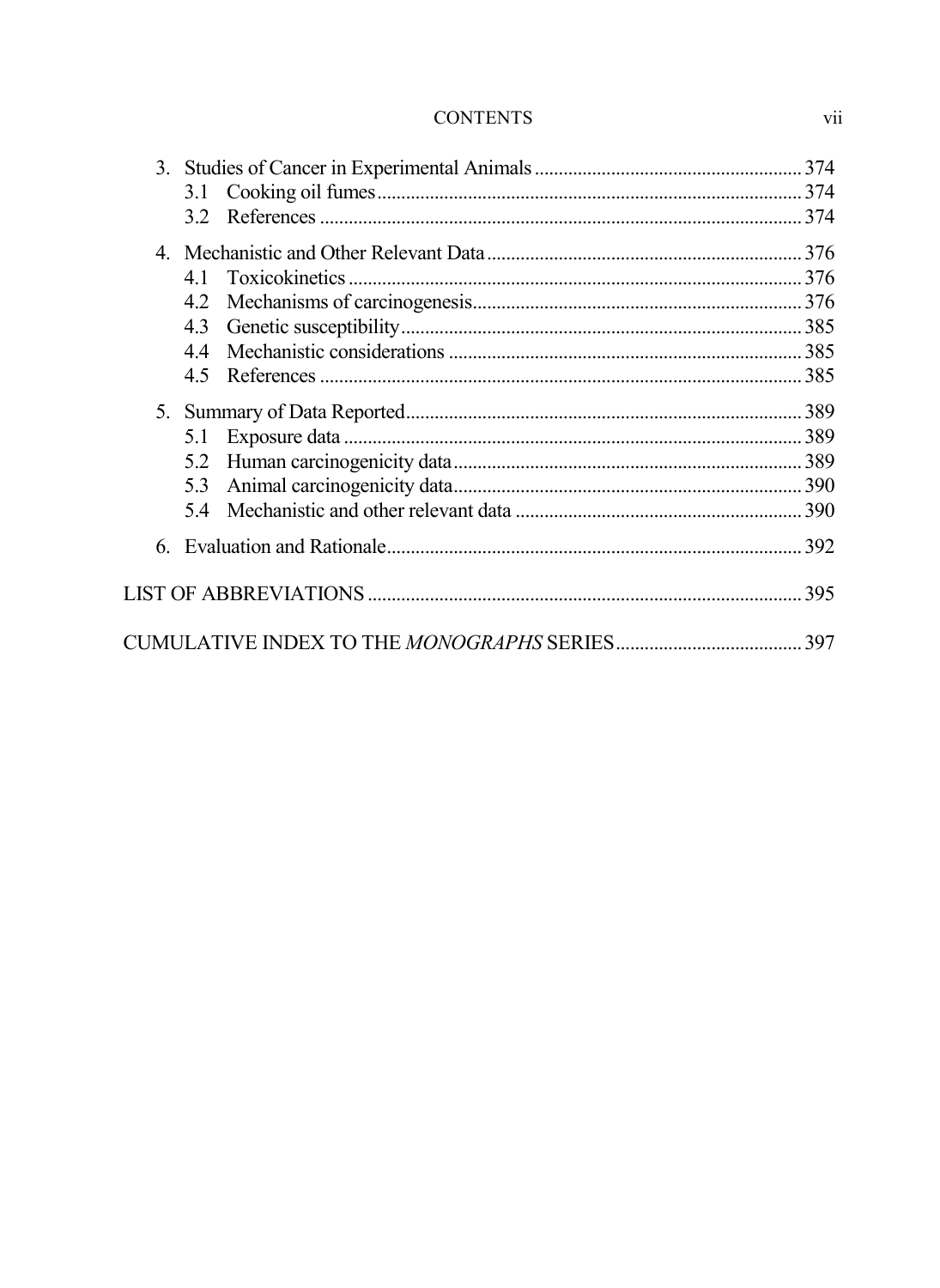3. Studies of Cancer in Experimental Animals ........................................................ 374
   - 3.1 Cooking oil fumes ........................................................................................ 374
   - 3.2 References ..................................................................................................... 374
4. Mechanistic and Other Relevant Data ................................................................. 376
   - 4.1 Toxicokinetics .............................................................................................. 376
   - 4.2 Mechanisms of carcinogenesis .................................................................... 376
   - 4.3 Genetic susceptibility ................................................................................... 385
   - 4.4 Mechanistic considerations ......................................................................... 385
   - 4.5 References ..................................................................................................... 385
5. Summary of Data Reported .................................................................................. 389
   - 5.1 Exposure data ............................................................................................... 389
   - 5.2 Human carcinogenicity data ........................................................................ 389
   - 5.3 Animal carcinogenicity data ........................................................................ 390
   - 5.4 Mechanistic and other relevant data ........................................................... 390
6. Evaluation and Rationale ...................................................................................... 392

LIST OF ABBREVIATIONS ........................................................................................... 395

CUMULATIVE INDEX TO THE *MONOGRAPHS* SERIES ....................................... 397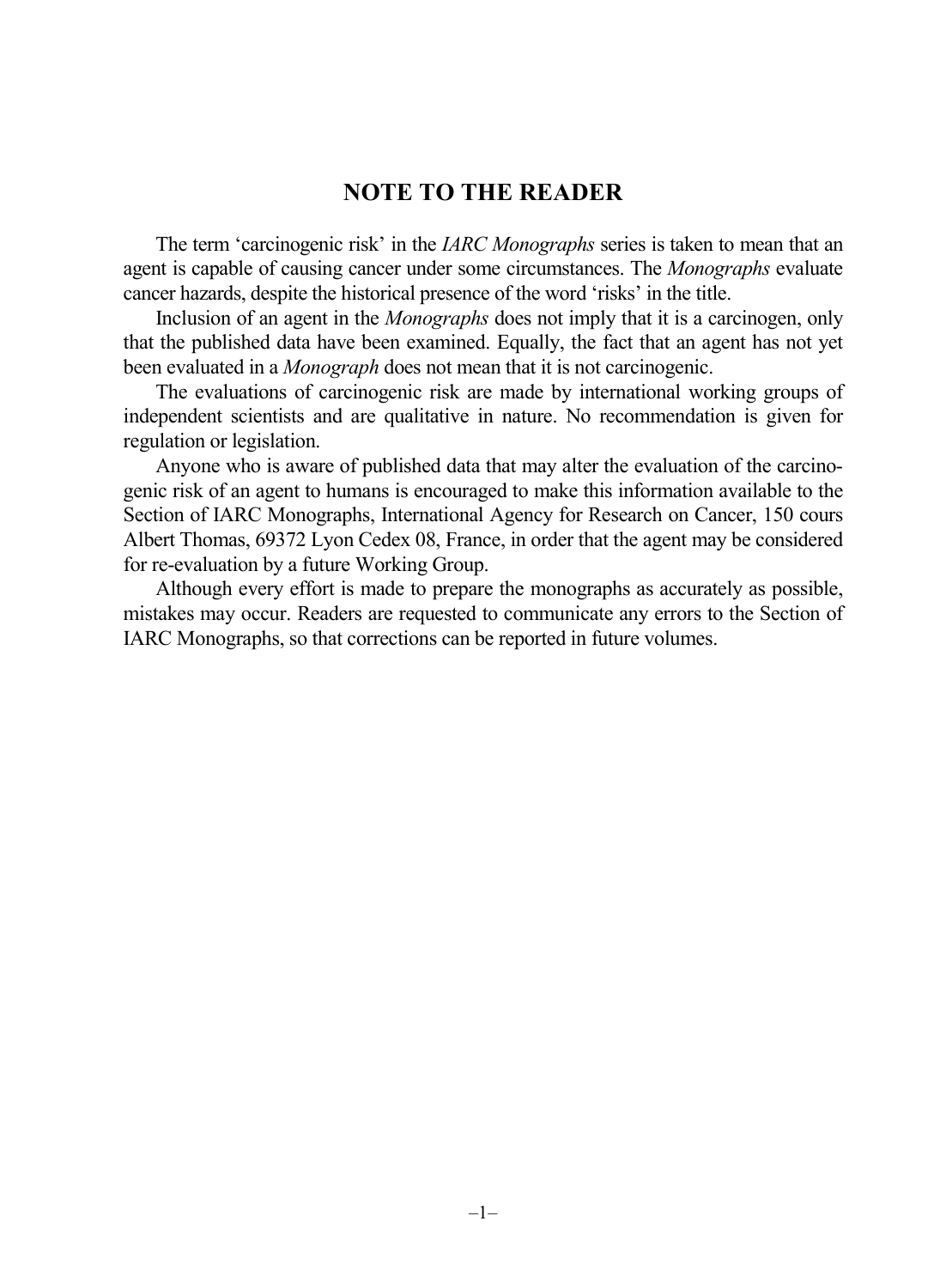# NOTE TO THE READER

The term 'carcinogenic risk' in the *IARC Monographs* series is taken to mean that an agent is capable of causing cancer under some circumstances. The *Monographs* evaluate cancer hazards, despite the historical presence of the word 'risks' in the title.

Inclusion of an agent in the *Monographs* does not imply that it is a carcinogen, only that the published data have been examined. Equally, the fact that an agent has not yet been evaluated in a *Monograph* does not mean that it is not carcinogenic.

The evaluations of carcinogenic risk are made by international working groups of independent scientists and are qualitative in nature. No recommendation is given for regulation or legislation.

Anyone who is aware of published data that may alter the evaluation of the carcinogenic risk of an agent to humans is encouraged to make this information available to the Section of IARC Monographs, International Agency for Research on Cancer, 150 cours Albert Thomas, 69372 Lyon Cedex 08, France, in order that the agent may be considered for re-evaluation by a future Working Group.

Although every effort is made to prepare the monographs as accurately as possible, mistakes may occur. Readers are requested to communicate any errors to the Section of IARC Monographs, so that corrections can be reported in future volumes.